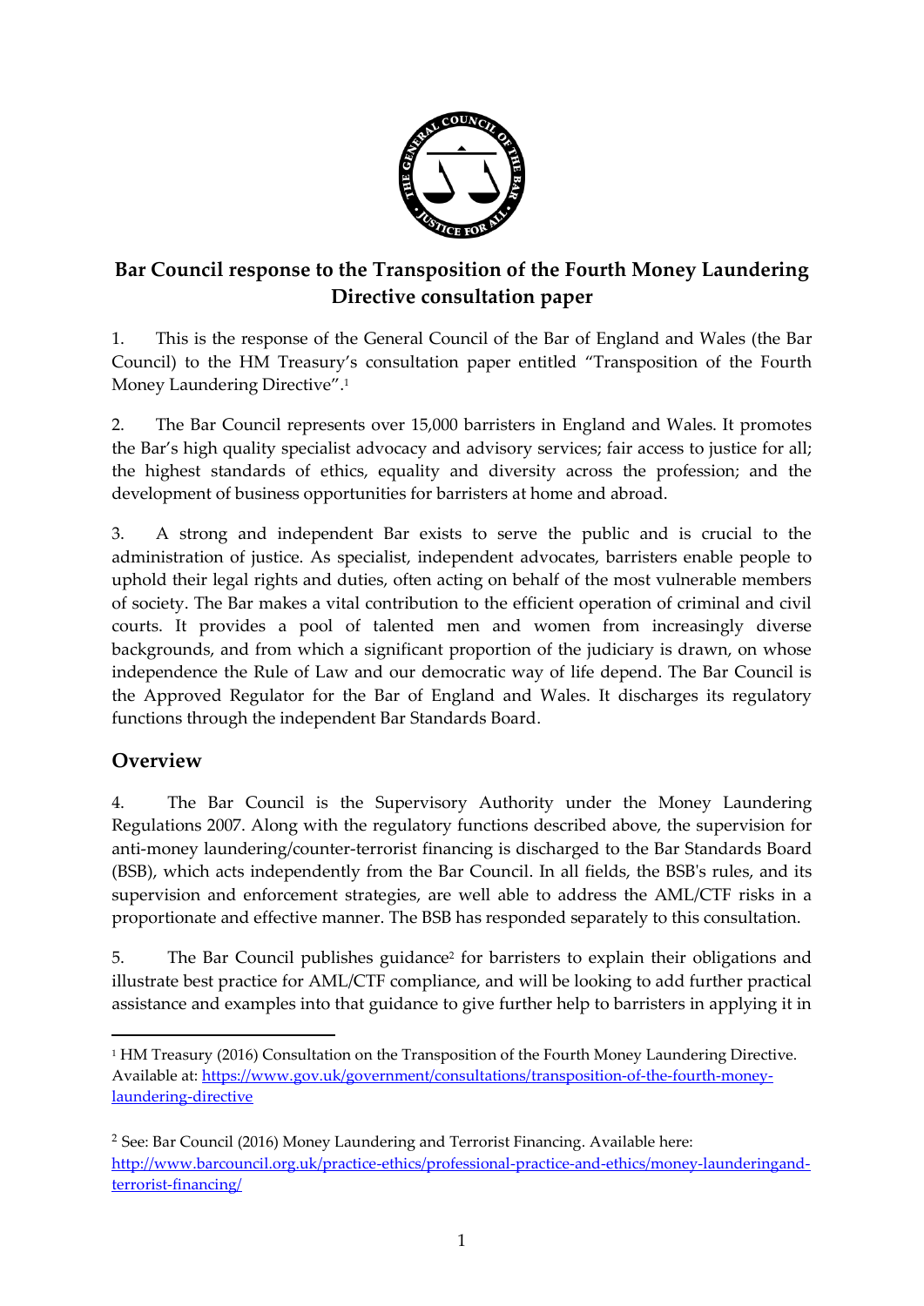## Bar Council response to the Transposition of the Fourth Money Laundering Directive consultation paper

1. This is the response of the General Council of the Bar of England and Wales (the Bar Council) to the HM Treasury's consultation paper entitled "Transposition of the Fourth Money Laundering Directive".[1]

2. The Bar Council represents over 15,000 barristers in England and Wales. It promotes the Bar's high quality specialist advocacy and advisory services; fair access to justice for all; the highest standards of ethics, equality and diversity across the profession; and the development of business opportunities for barristers at home and abroad.

3. A strong and independent Bar exists to serve the public and is crucial to the administration of justice. As specialist, independent advocates, barristers enable people to uphold their legal rights and duties, often acting on behalf of the most vulnerable members of society. The Bar makes a vital contribution to the efficient operation of criminal and civil courts. It provides a pool of talented men and women from increasingly diverse backgrounds, and from which a significant proportion of the judiciary is drawn, on whose independence the Rule of Law and our democratic way of life depend. The Bar Council is the Approved Regulator for the Bar of England and Wales. It discharges its regulatory functions through the independent Bar Standards Board.

## Overview

4. The Bar Council is the Supervisory Authority under the Money Laundering Regulations 2007. Along with the regulatory functions described above, the supervision for anti-money laundering/counter-terrorist financing is discharged to the Bar Standards Board (BSB), which acts independently from the Bar Council. In all fields, the BSB's rules, and its supervision and enforcement strategies, are well able to address the AML/CTF risks in a proportionate and effective manner. The BSB has responded separately to this consultation.

5. The Bar Council publishes guidance[2] for barristers to explain their obligations and illustrate best practice for AML/CTF compliance, and will be looking to add further practical assistance and examples into that guidance to give further help to barristers in applying it in

---

[1] HM Treasury (2016) Consultation on the Transposition of the Fourth Money Laundering Directive. Available at: https://www.gov.uk/government/consultations/transposition-of-the-fourth-money-laundering-directive

[2] See: Bar Council (2016) Money Laundering and Terrorist Financing. Available here: http://www.barcouncil.org.uk/practice-ethics/professional-practice-and-ethics/money-launderingand-terrorist-financing/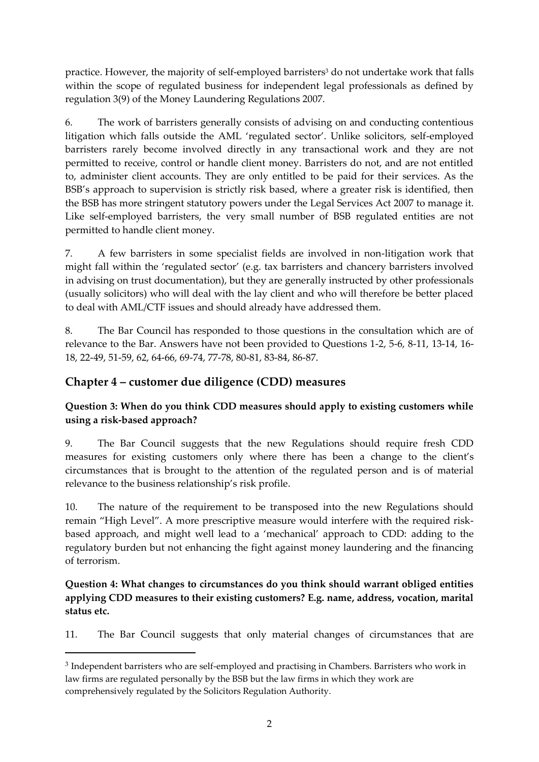practice. However, the majority of self-employed barristers[3] do not undertake work that falls within the scope of regulated business for independent legal professionals as defined by regulation 3(9) of the Money Laundering Regulations 2007.

6. The work of barristers generally consists of advising on and conducting contentious litigation which falls outside the AML 'regulated sector'. Unlike solicitors, self-employed barristers rarely become involved directly in any transactional work and they are not permitted to receive, control or handle client money. Barristers do not, and are not entitled to, administer client accounts. They are only entitled to be paid for their services. As the BSB's approach to supervision is strictly risk based, where a greater risk is identified, then the BSB has more stringent statutory powers under the Legal Services Act 2007 to manage it. Like self-employed barristers, the very small number of BSB regulated entities are not permitted to handle client money.

7. A few barristers in some specialist fields are involved in non-litigation work that might fall within the 'regulated sector' (e.g. tax barristers and chancery barristers involved in advising on trust documentation), but they are generally instructed by other professionals (usually solicitors) who will deal with the lay client and who will therefore be better placed to deal with AML/CTF issues and should already have addressed them.

8. The Bar Council has responded to those questions in the consultation which are of relevance to the Bar. Answers have not been provided to Questions 1-2, 5-6, 8-11, 13-14, 16-18, 22-49, 51-59, 62, 64-66, 69-74, 77-78, 80-81, 83-84, 86-87.

## Chapter 4 – customer due diligence (CDD) measures

**Question 3: When do you think CDD measures should apply to existing customers while using a risk-based approach?**

9. The Bar Council suggests that the new Regulations should require fresh CDD measures for existing customers only where there has been a change to the client's circumstances that is brought to the attention of the regulated person and is of material relevance to the business relationship's risk profile.

10. The nature of the requirement to be transposed into the new Regulations should remain "High Level". A more prescriptive measure would interfere with the required risk-based approach, and might well lead to a 'mechanical' approach to CDD: adding to the regulatory burden but not enhancing the fight against money laundering and the financing of terrorism.

**Question 4: What changes to circumstances do you think should warrant obliged entities applying CDD measures to their existing customers? E.g. name, address, vocation, marital status etc.**

11. The Bar Council suggests that only material changes of circumstances that are

[3] Independent barristers who are self-employed and practising in Chambers. Barristers who work in law firms are regulated personally by the BSB but the law firms in which they work are comprehensively regulated by the Solicitors Regulation Authority.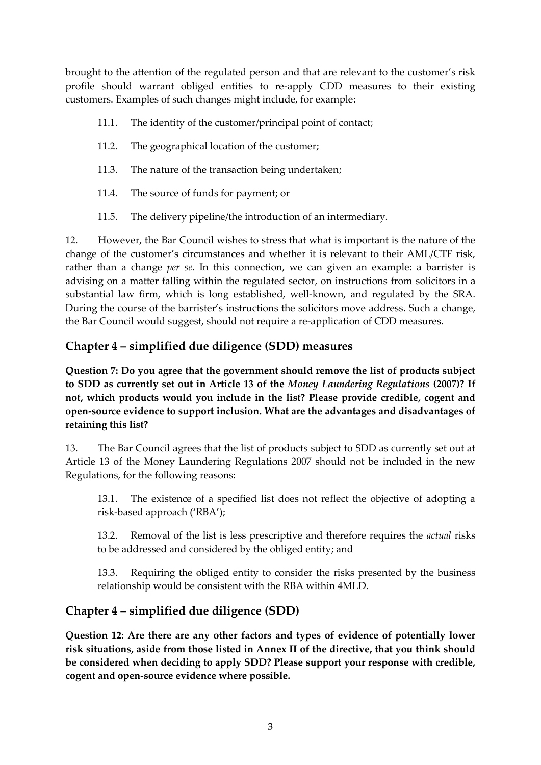brought to the attention of the regulated person and that are relevant to the customer's risk profile should warrant obliged entities to re-apply CDD measures to their existing customers. Examples of such changes might include, for example:

11.1. The identity of the customer/principal point of contact;

11.2. The geographical location of the customer;

11.3. The nature of the transaction being undertaken;

11.4. The source of funds for payment; or

11.5. The delivery pipeline/the introduction of an intermediary.

12. However, the Bar Council wishes to stress that what is important is the nature of the change of the customer's circumstances and whether it is relevant to their AML/CTF risk, rather than a change *per se*. In this connection, we can given an example: a barrister is advising on a matter falling within the regulated sector, on instructions from solicitors in a substantial law firm, which is long established, well-known, and regulated by the SRA. During the course of the barrister's instructions the solicitors move address. Such a change, the Bar Council would suggest, should not require a re-application of CDD measures.

## Chapter 4 – simplified due diligence (SDD) measures

**Question 7: Do you agree that the government should remove the list of products subject to SDD as currently set out in Article 13 of the *Money Laundering Regulations* (2007)? If not, which products would you include in the list? Please provide credible, cogent and open-source evidence to support inclusion. What are the advantages and disadvantages of retaining this list?**

13. The Bar Council agrees that the list of products subject to SDD as currently set out at Article 13 of the Money Laundering Regulations 2007 should not be included in the new Regulations, for the following reasons:

13.1. The existence of a specified list does not reflect the objective of adopting a risk-based approach ('RBA');

13.2. Removal of the list is less prescriptive and therefore requires the *actual* risks to be addressed and considered by the obliged entity; and

13.3. Requiring the obliged entity to consider the risks presented by the business relationship would be consistent with the RBA within 4MLD.

## Chapter 4 – simplified due diligence (SDD)

**Question 12: Are there are any other factors and types of evidence of potentially lower risk situations, aside from those listed in Annex II of the directive, that you think should be considered when deciding to apply SDD? Please support your response with credible, cogent and open-source evidence where possible.**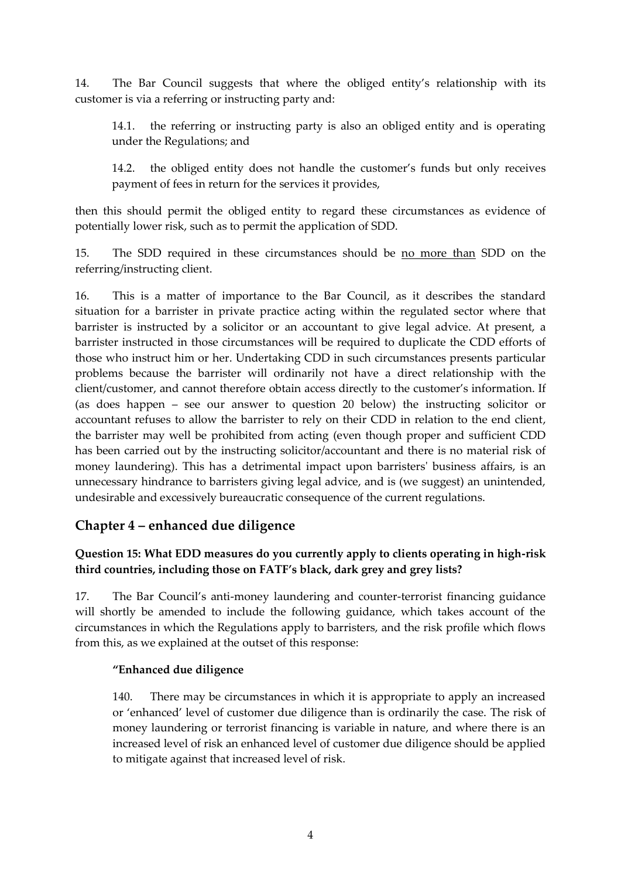14. The Bar Council suggests that where the obliged entity's relationship with its customer is via a referring or instructing party and:

> 14.1. the referring or instructing party is also an obliged entity and is operating under the Regulations; and
>
> 14.2. the obliged entity does not handle the customer's funds but only receives payment of fees in return for the services it provides,

then this should permit the obliged entity to regard these circumstances as evidence of potentially lower risk, such as to permit the application of SDD.

15. The SDD required in these circumstances should be <u>no more than</u> SDD on the referring/instructing client.

16. This is a matter of importance to the Bar Council, as it describes the standard situation for a barrister in private practice acting within the regulated sector where that barrister is instructed by a solicitor or an accountant to give legal advice. At present, a barrister instructed in those circumstances will be required to duplicate the CDD efforts of those who instruct him or her. Undertaking CDD in such circumstances presents particular problems because the barrister will ordinarily not have a direct relationship with the client/customer, and cannot therefore obtain access directly to the customer's information. If (as does happen – see our answer to question 20 below) the instructing solicitor or accountant refuses to allow the barrister to rely on their CDD in relation to the end client, the barrister may well be prohibited from acting (even though proper and sufficient CDD has been carried out by the instructing solicitor/accountant and there is no material risk of money laundering). This has a detrimental impact upon barristers' business affairs, is an unnecessary hindrance to barristers giving legal advice, and is (we suggest) an unintended, undesirable and excessively bureaucratic consequence of the current regulations.

## Chapter 4 – enhanced due diligence

**Question 15: What EDD measures do you currently apply to clients operating in high-risk third countries, including those on FATF's black, dark grey and grey lists?**

17. The Bar Council's anti-money laundering and counter-terrorist financing guidance will shortly be amended to include the following guidance, which takes account of the circumstances in which the Regulations apply to barristers, and the risk profile which flows from this, as we explained at the outset of this response:

> **"Enhanced due diligence**
>
> 140. There may be circumstances in which it is appropriate to apply an increased or 'enhanced' level of customer due diligence than is ordinarily the case. The risk of money laundering or terrorist financing is variable in nature, and where there is an increased level of risk an enhanced level of customer due diligence should be applied to mitigate against that increased level of risk.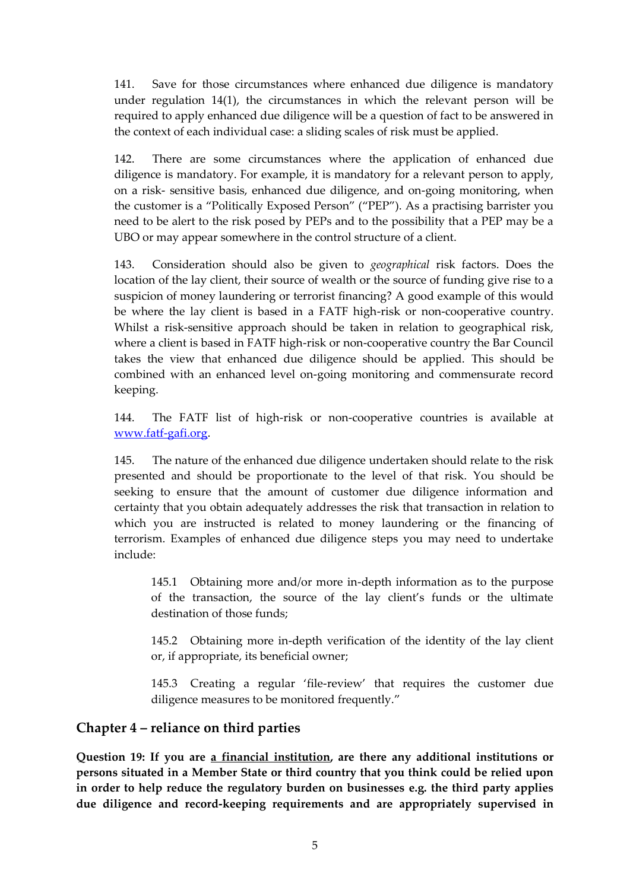141. Save for those circumstances where enhanced due diligence is mandatory under regulation 14(1), the circumstances in which the relevant person will be required to apply enhanced due diligence will be a question of fact to be answered in the context of each individual case: a sliding scales of risk must be applied.

142. There are some circumstances where the application of enhanced due diligence is mandatory. For example, it is mandatory for a relevant person to apply, on a risk- sensitive basis, enhanced due diligence, and on-going monitoring, when the customer is a "Politically Exposed Person" ("PEP"). As a practising barrister you need to be alert to the risk posed by PEPs and to the possibility that a PEP may be a UBO or may appear somewhere in the control structure of a client.

143. Consideration should also be given to *geographical* risk factors. Does the location of the lay client, their source of wealth or the source of funding give rise to a suspicion of money laundering or terrorist financing? A good example of this would be where the lay client is based in a FATF high-risk or non-cooperative country. Whilst a risk-sensitive approach should be taken in relation to geographical risk, where a client is based in FATF high-risk or non-cooperative country the Bar Council takes the view that enhanced due diligence should be applied. This should be combined with an enhanced level on-going monitoring and commensurate record keeping.

144. The FATF list of high-risk or non-cooperative countries is available at [www.fatf-gafi.org](http://www.fatf-gafi.org).

145. The nature of the enhanced due diligence undertaken should relate to the risk presented and should be proportionate to the level of that risk. You should be seeking to ensure that the amount of customer due diligence information and certainty that you obtain adequately addresses the risk that transaction in relation to which you are instructed is related to money laundering or the financing of terrorism. Examples of enhanced due diligence steps you may need to undertake include:

> 145.1 Obtaining more and/or more in-depth information as to the purpose of the transaction, the source of the lay client's funds or the ultimate destination of those funds;
>
> 145.2 Obtaining more in-depth verification of the identity of the lay client or, if appropriate, its beneficial owner;
>
> 145.3 Creating a regular 'file-review' that requires the customer due diligence measures to be monitored frequently."

## Chapter 4 – reliance on third parties

**Question 19: If you are <u>a financial institution</u>, are there any additional institutions or persons situated in a Member State or third country that you think could be relied upon in order to help reduce the regulatory burden on businesses e.g. the third party applies due diligence and record-keeping requirements and are appropriately supervised in**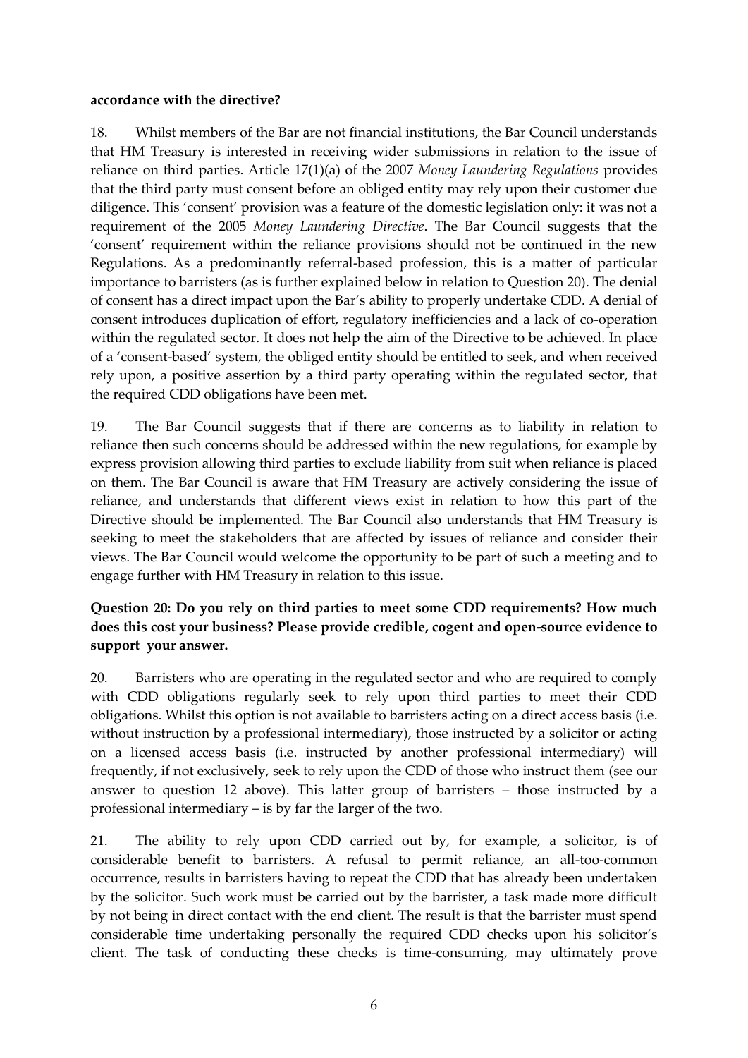**accordance with the directive?**

18. Whilst members of the Bar are not financial institutions, the Bar Council understands that HM Treasury is interested in receiving wider submissions in relation to the issue of reliance on third parties. Article 17(1)(a) of the 2007 *Money Laundering Regulations* provides that the third party must consent before an obliged entity may rely upon their customer due diligence. This 'consent' provision was a feature of the domestic legislation only: it was not a requirement of the 2005 *Money Laundering Directive*. The Bar Council suggests that the 'consent' requirement within the reliance provisions should not be continued in the new Regulations. As a predominantly referral-based profession, this is a matter of particular importance to barristers (as is further explained below in relation to Question 20). The denial of consent has a direct impact upon the Bar's ability to properly undertake CDD. A denial of consent introduces duplication of effort, regulatory inefficiencies and a lack of co-operation within the regulated sector. It does not help the aim of the Directive to be achieved. In place of a 'consent-based' system, the obliged entity should be entitled to seek, and when received rely upon, a positive assertion by a third party operating within the regulated sector, that the required CDD obligations have been met.

19. The Bar Council suggests that if there are concerns as to liability in relation to reliance then such concerns should be addressed within the new regulations, for example by express provision allowing third parties to exclude liability from suit when reliance is placed on them. The Bar Council is aware that HM Treasury are actively considering the issue of reliance, and understands that different views exist in relation to how this part of the Directive should be implemented. The Bar Council also understands that HM Treasury is seeking to meet the stakeholders that are affected by issues of reliance and consider their views. The Bar Council would welcome the opportunity to be part of such a meeting and to engage further with HM Treasury in relation to this issue.

**Question 20: Do you rely on third parties to meet some CDD requirements? How much does this cost your business? Please provide credible, cogent and open-source evidence to support your answer.**

20. Barristers who are operating in the regulated sector and who are required to comply with CDD obligations regularly seek to rely upon third parties to meet their CDD obligations. Whilst this option is not available to barristers acting on a direct access basis (i.e. without instruction by a professional intermediary), those instructed by a solicitor or acting on a licensed access basis (i.e. instructed by another professional intermediary) will frequently, if not exclusively, seek to rely upon the CDD of those who instruct them (see our answer to question 12 above). This latter group of barristers – those instructed by a professional intermediary – is by far the larger of the two.

21. The ability to rely upon CDD carried out by, for example, a solicitor, is of considerable benefit to barristers. A refusal to permit reliance, an all-too-common occurrence, results in barristers having to repeat the CDD that has already been undertaken by the solicitor. Such work must be carried out by the barrister, a task made more difficult by not being in direct contact with the end client. The result is that the barrister must spend considerable time undertaking personally the required CDD checks upon his solicitor's client. The task of conducting these checks is time-consuming, may ultimately prove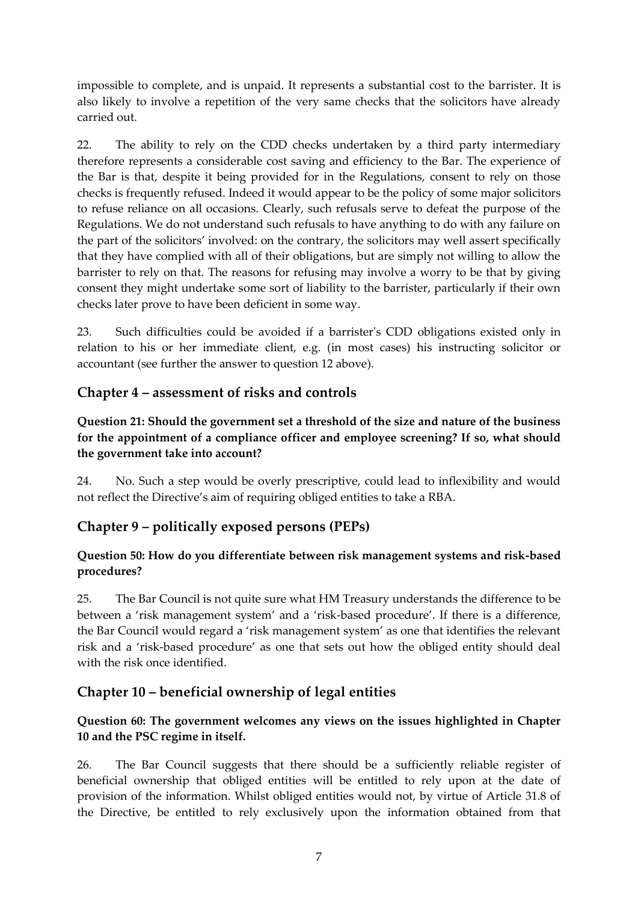impossible to complete, and is unpaid. It represents a substantial cost to the barrister. It is also likely to involve a repetition of the very same checks that the solicitors have already carried out.

22. The ability to rely on the CDD checks undertaken by a third party intermediary therefore represents a considerable cost saving and efficiency to the Bar. The experience of the Bar is that, despite it being provided for in the Regulations, consent to rely on those checks is frequently refused. Indeed it would appear to be the policy of some major solicitors to refuse reliance on all occasions. Clearly, such refusals serve to defeat the purpose of the Regulations. We do not understand such refusals to have anything to do with any failure on the part of the solicitors' involved: on the contrary, the solicitors may well assert specifically that they have complied with all of their obligations, but are simply not willing to allow the barrister to rely on that. The reasons for refusing may involve a worry to be that by giving consent they might undertake some sort of liability to the barrister, particularly if their own checks later prove to have been deficient in some way.

23. Such difficulties could be avoided if a barrister's CDD obligations existed only in relation to his or her immediate client, e.g. (in most cases) his instructing solicitor or accountant (see further the answer to question 12 above).

## Chapter 4 – assessment of risks and controls

**Question 21: Should the government set a threshold of the size and nature of the business for the appointment of a compliance officer and employee screening? If so, what should the government take into account?**

24. No. Such a step would be overly prescriptive, could lead to inflexibility and would not reflect the Directive's aim of requiring obliged entities to take a RBA.

## Chapter 9 – politically exposed persons (PEPs)

**Question 50: How do you differentiate between risk management systems and risk-based procedures?**

25. The Bar Council is not quite sure what HM Treasury understands the difference to be between a 'risk management system' and a 'risk-based procedure'. If there is a difference, the Bar Council would regard a 'risk management system' as one that identifies the relevant risk and a 'risk-based procedure' as one that sets out how the obliged entity should deal with the risk once identified.

## Chapter 10 – beneficial ownership of legal entities

**Question 60: The government welcomes any views on the issues highlighted in Chapter 10 and the PSC regime in itself.**

26. The Bar Council suggests that there should be a sufficiently reliable register of beneficial ownership that obliged entities will be entitled to rely upon at the date of provision of the information. Whilst obliged entities would not, by virtue of Article 31.8 of the Directive, be entitled to rely exclusively upon the information obtained from that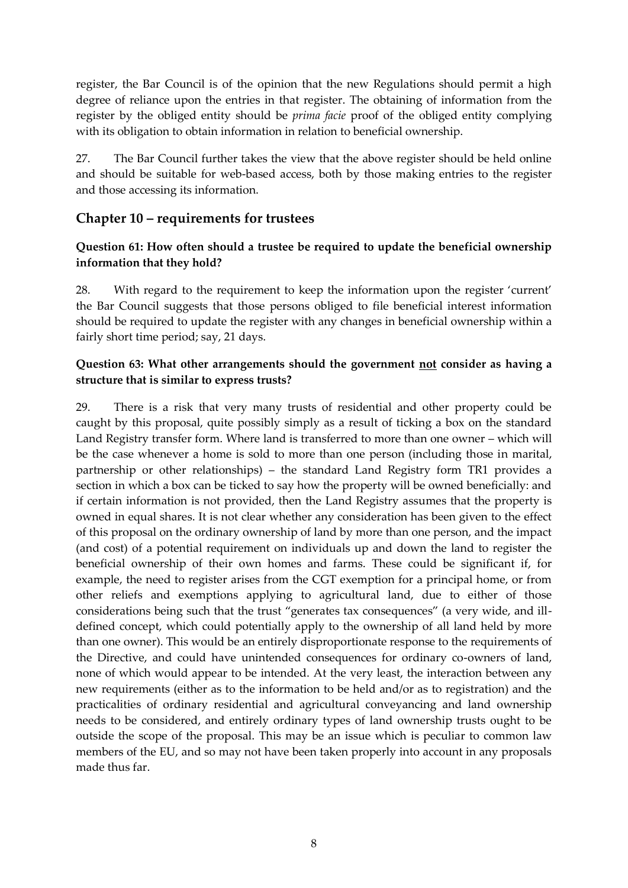register, the Bar Council is of the opinion that the new Regulations should permit a high degree of reliance upon the entries in that register. The obtaining of information from the register by the obliged entity should be *prima facie* proof of the obliged entity complying with its obligation to obtain information in relation to beneficial ownership.

27. The Bar Council further takes the view that the above register should be held online and should be suitable for web-based access, both by those making entries to the register and those accessing its information.

## Chapter 10 – requirements for trustees

**Question 61: How often should a trustee be required to update the beneficial ownership information that they hold?**

28. With regard to the requirement to keep the information upon the register 'current' the Bar Council suggests that those persons obliged to file beneficial interest information should be required to update the register with any changes in beneficial ownership within a fairly short time period; say, 21 days.

**Question 63: What other arrangements should the government <u>not</u> consider as having a structure that is similar to express trusts?**

29. There is a risk that very many trusts of residential and other property could be caught by this proposal, quite possibly simply as a result of ticking a box on the standard Land Registry transfer form. Where land is transferred to more than one owner – which will be the case whenever a home is sold to more than one person (including those in marital, partnership or other relationships) – the standard Land Registry form TR1 provides a section in which a box can be ticked to say how the property will be owned beneficially: and if certain information is not provided, then the Land Registry assumes that the property is owned in equal shares. It is not clear whether any consideration has been given to the effect of this proposal on the ordinary ownership of land by more than one person, and the impact (and cost) of a potential requirement on individuals up and down the land to register the beneficial ownership of their own homes and farms. These could be significant if, for example, the need to register arises from the CGT exemption for a principal home, or from other reliefs and exemptions applying to agricultural land, due to either of those considerations being such that the trust "generates tax consequences" (a very wide, and ill-defined concept, which could potentially apply to the ownership of all land held by more than one owner). This would be an entirely disproportionate response to the requirements of the Directive, and could have unintended consequences for ordinary co-owners of land, none of which would appear to be intended. At the very least, the interaction between any new requirements (either as to the information to be held and/or as to registration) and the practicalities of ordinary residential and agricultural conveyancing and land ownership needs to be considered, and entirely ordinary types of land ownership trusts ought to be outside the scope of the proposal. This may be an issue which is peculiar to common law members of the EU, and so may not have been taken properly into account in any proposals made thus far.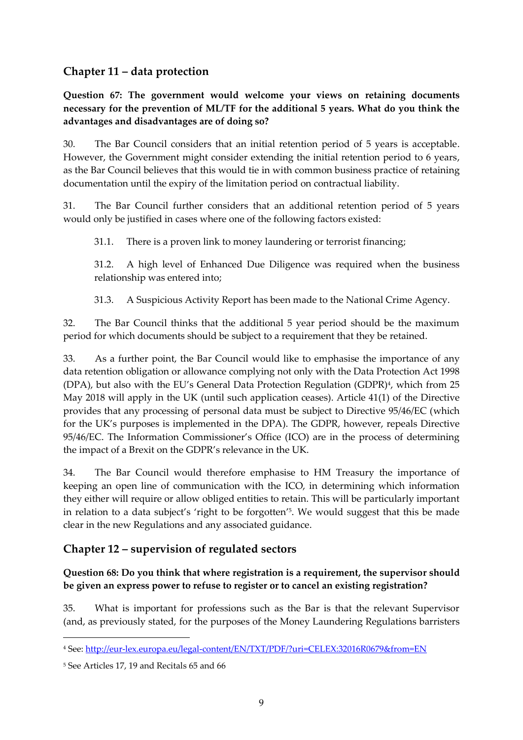## Chapter 11 – data protection

**Question 67: The government would welcome your views on retaining documents necessary for the prevention of ML/TF for the additional 5 years. What do you think the advantages and disadvantages are of doing so?**

30. The Bar Council considers that an initial retention period of 5 years is acceptable. However, the Government might consider extending the initial retention period to 6 years, as the Bar Council believes that this would tie in with common business practice of retaining documentation until the expiry of the limitation period on contractual liability.

31. The Bar Council further considers that an additional retention period of 5 years would only be justified in cases where one of the following factors existed:

31.1. There is a proven link to money laundering or terrorist financing;

31.2. A high level of Enhanced Due Diligence was required when the business relationship was entered into;

31.3. A Suspicious Activity Report has been made to the National Crime Agency.

32. The Bar Council thinks that the additional 5 year period should be the maximum period for which documents should be subject to a requirement that they be retained.

33. As a further point, the Bar Council would like to emphasise the importance of any data retention obligation or allowance complying not only with the Data Protection Act 1998 (DPA), but also with the EU's General Data Protection Regulation (GDPR)[4], which from 25 May 2018 will apply in the UK (until such application ceases). Article 41(1) of the Directive provides that any processing of personal data must be subject to Directive 95/46/EC (which for the UK's purposes is implemented in the DPA). The GDPR, however, repeals Directive 95/46/EC. The Information Commissioner's Office (ICO) are in the process of determining the impact of a Brexit on the GDPR's relevance in the UK.

34. The Bar Council would therefore emphasise to HM Treasury the importance of keeping an open line of communication with the ICO, in determining which information they either will require or allow obliged entities to retain. This will be particularly important in relation to a data subject's 'right to be forgotten'[5]. We would suggest that this be made clear in the new Regulations and any associated guidance.

## Chapter 12 – supervision of regulated sectors

**Question 68: Do you think that where registration is a requirement, the supervisor should be given an express power to refuse to register or to cancel an existing registration?**

35. What is important for professions such as the Bar is that the relevant Supervisor (and, as previously stated, for the purposes of the Money Laundering Regulations barristers

---

[4] See: http://eur-lex.europa.eu/legal-content/EN/TXT/PDF/?uri=CELEX:32016R0679&from=EN

[5] See Articles 17, 19 and Recitals 65 and 66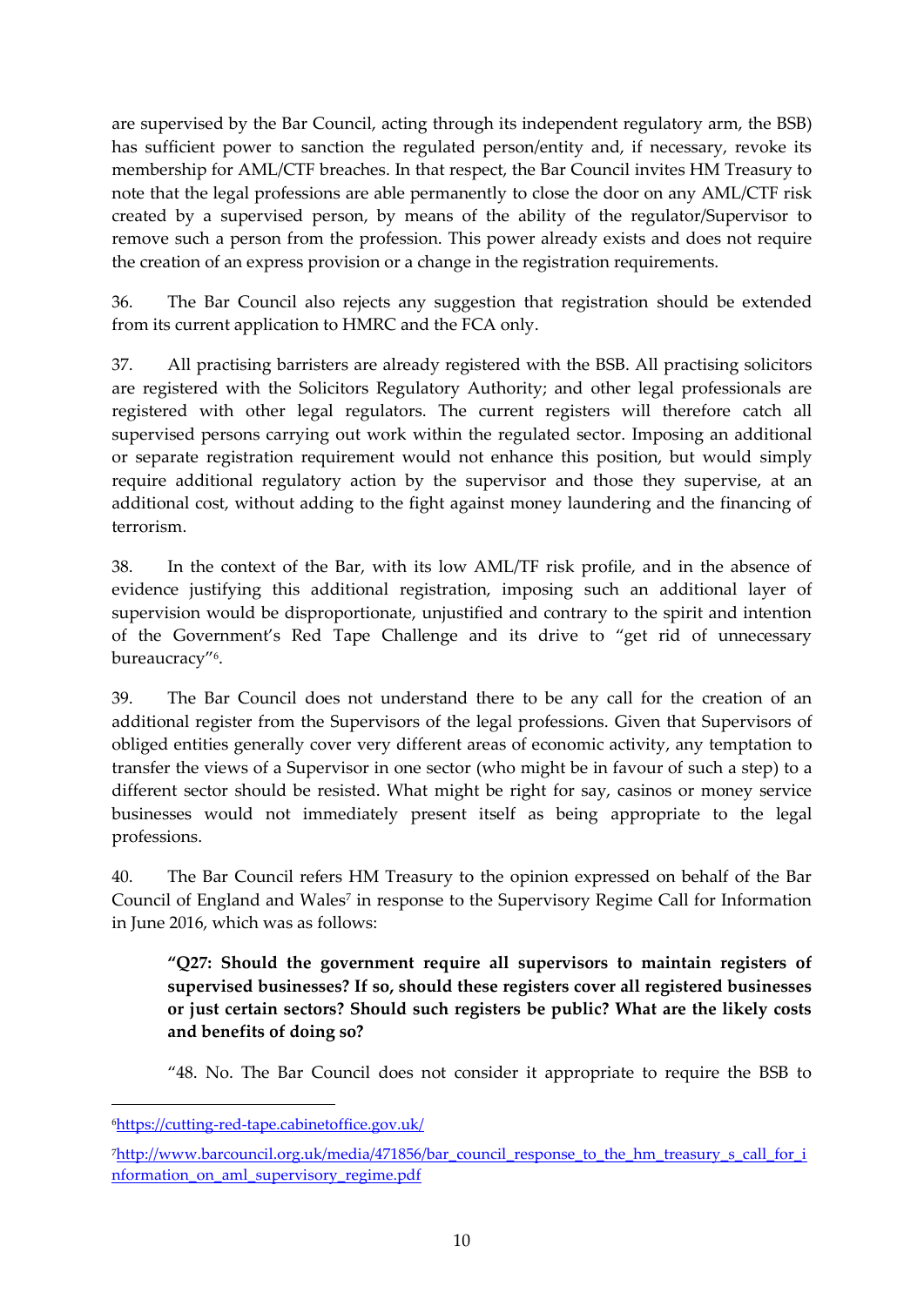are supervised by the Bar Council, acting through its independent regulatory arm, the BSB) has sufficient power to sanction the regulated person/entity and, if necessary, revoke its membership for AML/CTF breaches. In that respect, the Bar Council invites HM Treasury to note that the legal professions are able permanently to close the door on any AML/CTF risk created by a supervised person, by means of the ability of the regulator/Supervisor to remove such a person from the profession. This power already exists and does not require the creation of an express provision or a change in the registration requirements.

36. The Bar Council also rejects any suggestion that registration should be extended from its current application to HMRC and the FCA only.

37. All practising barristers are already registered with the BSB. All practising solicitors are registered with the Solicitors Regulatory Authority; and other legal professionals are registered with other legal regulators. The current registers will therefore catch all supervised persons carrying out work within the regulated sector. Imposing an additional or separate registration requirement would not enhance this position, but would simply require additional regulatory action by the supervisor and those they supervise, at an additional cost, without adding to the fight against money laundering and the financing of terrorism.

38. In the context of the Bar, with its low AML/TF risk profile, and in the absence of evidence justifying this additional registration, imposing such an additional layer of supervision would be disproportionate, unjustified and contrary to the spirit and intention of the Government's Red Tape Challenge and its drive to "get rid of unnecessary bureaucracy"[6].

39. The Bar Council does not understand there to be any call for the creation of an additional register from the Supervisors of the legal professions. Given that Supervisors of obliged entities generally cover very different areas of economic activity, any temptation to transfer the views of a Supervisor in one sector (who might be in favour of such a step) to a different sector should be resisted. What might be right for say, casinos or money service businesses would not immediately present itself as being appropriate to the legal professions.

40. The Bar Council refers HM Treasury to the opinion expressed on behalf of the Bar Council of England and Wales[7] in response to the Supervisory Regime Call for Information in June 2016, which was as follows:

> **"Q27: Should the government require all supervisors to maintain registers of supervised businesses? If so, should these registers cover all registered businesses or just certain sectors? Should such registers be public? What are the likely costs and benefits of doing so?**
>
> "48. No. The Bar Council does not consider it appropriate to require the BSB to

---

[6] https://cutting-red-tape.cabinetoffice.gov.uk/

[7] http://www.barcouncil.org.uk/media/471856/bar_council_response_to_the_hm_treasury_s_call_for_information_on_aml_supervisory_regime.pdf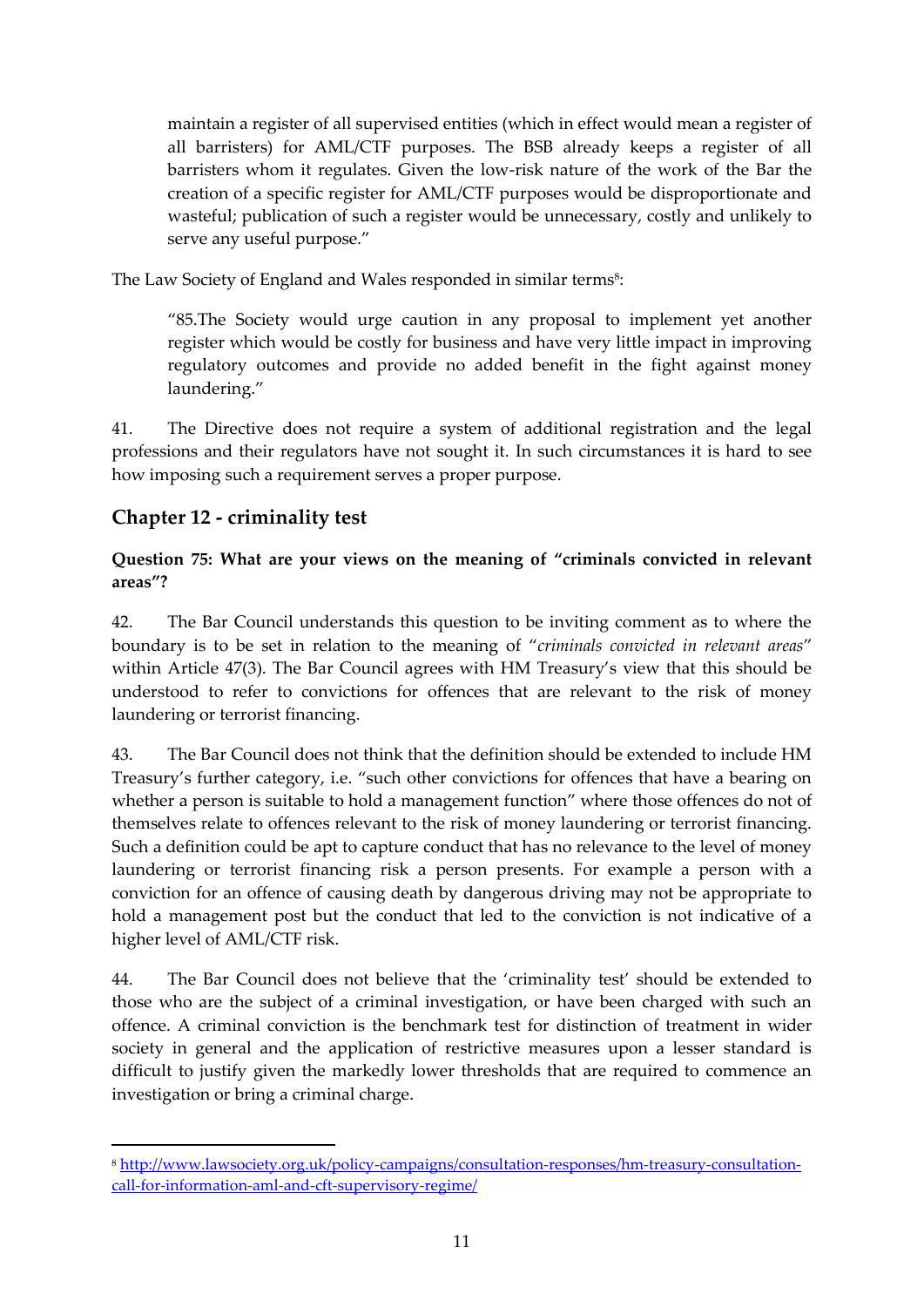> maintain a register of all supervised entities (which in effect would mean a register of all barristers) for AML/CTF purposes. The BSB already keeps a register of all barristers whom it regulates. Given the low-risk nature of the work of the Bar the creation of a specific register for AML/CTF purposes would be disproportionate and wasteful; publication of such a register would be unnecessary, costly and unlikely to serve any useful purpose."

The Law Society of England and Wales responded in similar terms[8]:

> "85.The Society would urge caution in any proposal to implement yet another register which would be costly for business and have very little impact in improving regulatory outcomes and provide no added benefit in the fight against money laundering."

41. The Directive does not require a system of additional registration and the legal professions and their regulators have not sought it. In such circumstances it is hard to see how imposing such a requirement serves a proper purpose.

## Chapter 12 - criminality test

**Question 75: What are your views on the meaning of "criminals convicted in relevant areas"?**

42. The Bar Council understands this question to be inviting comment as to where the boundary is to be set in relation to the meaning of "*criminals convicted in relevant areas*" within Article 47(3). The Bar Council agrees with HM Treasury's view that this should be understood to refer to convictions for offences that are relevant to the risk of money laundering or terrorist financing.

43. The Bar Council does not think that the definition should be extended to include HM Treasury's further category, i.e. "such other convictions for offences that have a bearing on whether a person is suitable to hold a management function" where those offences do not of themselves relate to offences relevant to the risk of money laundering or terrorist financing. Such a definition could be apt to capture conduct that has no relevance to the level of money laundering or terrorist financing risk a person presents. For example a person with a conviction for an offence of causing death by dangerous driving may not be appropriate to hold a management post but the conduct that led to the conviction is not indicative of a higher level of AML/CTF risk.

44. The Bar Council does not believe that the 'criminality test' should be extended to those who are the subject of a criminal investigation, or have been charged with such an offence. A criminal conviction is the benchmark test for distinction of treatment in wider society in general and the application of restrictive measures upon a lesser standard is difficult to justify given the markedly lower thresholds that are required to commence an investigation or bring a criminal charge.

---

[8] http://www.lawsociety.org.uk/policy-campaigns/consultation-responses/hm-treasury-consultation-call-for-information-aml-and-cft-supervisory-regime/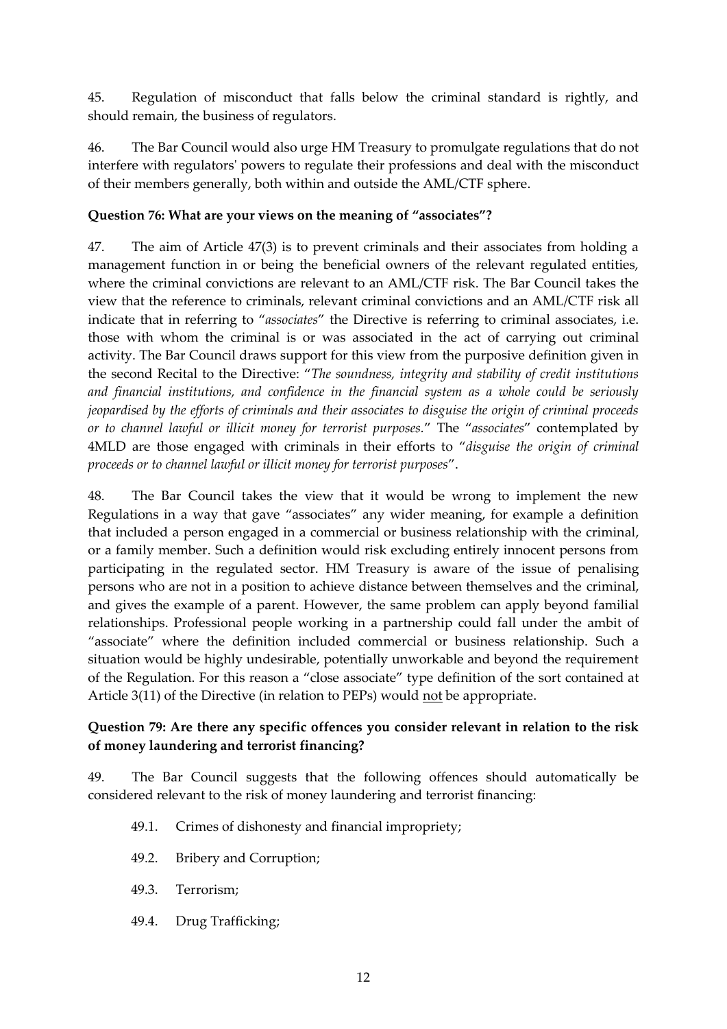45. Regulation of misconduct that falls below the criminal standard is rightly, and should remain, the business of regulators.

46. The Bar Council would also urge HM Treasury to promulgate regulations that do not interfere with regulators' powers to regulate their professions and deal with the misconduct of their members generally, both within and outside the AML/CTF sphere.

**Question 76: What are your views on the meaning of "associates"?**

47. The aim of Article 47(3) is to prevent criminals and their associates from holding a management function in or being the beneficial owners of the relevant regulated entities, where the criminal convictions are relevant to an AML/CTF risk. The Bar Council takes the view that the reference to criminals, relevant criminal convictions and an AML/CTF risk all indicate that in referring to "*associates*" the Directive is referring to criminal associates, i.e. those with whom the criminal is or was associated in the act of carrying out criminal activity. The Bar Council draws support for this view from the purposive definition given in the second Recital to the Directive: "*The soundness, integrity and stability of credit institutions and financial institutions, and confidence in the financial system as a whole could be seriously jeopardised by the efforts of criminals and their associates to disguise the origin of criminal proceeds or to channel lawful or illicit money for terrorist purposes.*" The "*associates*" contemplated by 4MLD are those engaged with criminals in their efforts to "*disguise the origin of criminal proceeds or to channel lawful or illicit money for terrorist purposes*".

48. The Bar Council takes the view that it would be wrong to implement the new Regulations in a way that gave "associates" any wider meaning, for example a definition that included a person engaged in a commercial or business relationship with the criminal, or a family member. Such a definition would risk excluding entirely innocent persons from participating in the regulated sector. HM Treasury is aware of the issue of penalising persons who are not in a position to achieve distance between themselves and the criminal, and gives the example of a parent. However, the same problem can apply beyond familial relationships. Professional people working in a partnership could fall under the ambit of "associate" where the definition included commercial or business relationship. Such a situation would be highly undesirable, potentially unworkable and beyond the requirement of the Regulation. For this reason a "close associate" type definition of the sort contained at Article 3(11) of the Directive (in relation to PEPs) would <u>not</u> be appropriate.

**Question 79: Are there any specific offences you consider relevant in relation to the risk of money laundering and terrorist financing?**

49. The Bar Council suggests that the following offences should automatically be considered relevant to the risk of money laundering and terrorist financing:

49.1. Crimes of dishonesty and financial impropriety;

49.2. Bribery and Corruption;

49.3. Terrorism;

49.4. Drug Trafficking;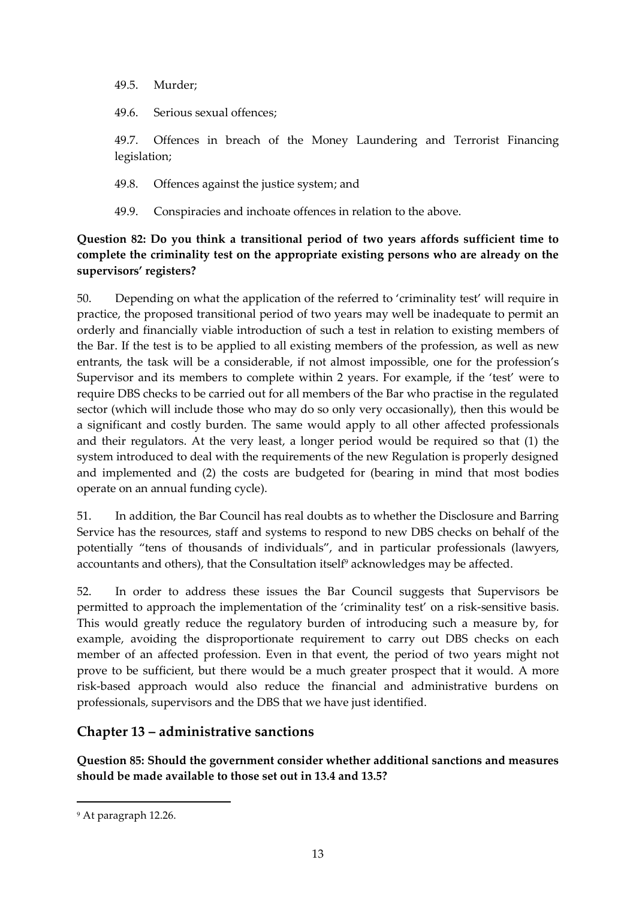49.5. Murder;

49.6. Serious sexual offences;

49.7. Offences in breach of the Money Laundering and Terrorist Financing legislation;

49.8. Offences against the justice system; and

49.9. Conspiracies and inchoate offences in relation to the above.

**Question 82: Do you think a transitional period of two years affords sufficient time to complete the criminality test on the appropriate existing persons who are already on the supervisors' registers?**

50. Depending on what the application of the referred to 'criminality test' will require in practice, the proposed transitional period of two years may well be inadequate to permit an orderly and financially viable introduction of such a test in relation to existing members of the Bar. If the test is to be applied to all existing members of the profession, as well as new entrants, the task will be a considerable, if not almost impossible, one for the profession's Supervisor and its members to complete within 2 years. For example, if the 'test' were to require DBS checks to be carried out for all members of the Bar who practise in the regulated sector (which will include those who may do so only very occasionally), then this would be a significant and costly burden. The same would apply to all other affected professionals and their regulators. At the very least, a longer period would be required so that (1) the system introduced to deal with the requirements of the new Regulation is properly designed and implemented and (2) the costs are budgeted for (bearing in mind that most bodies operate on an annual funding cycle).

51. In addition, the Bar Council has real doubts as to whether the Disclosure and Barring Service has the resources, staff and systems to respond to new DBS checks on behalf of the potentially "tens of thousands of individuals", and in particular professionals (lawyers, accountants and others), that the Consultation itself[9] acknowledges may be affected.

52. In order to address these issues the Bar Council suggests that Supervisors be permitted to approach the implementation of the 'criminality test' on a risk-sensitive basis. This would greatly reduce the regulatory burden of introducing such a measure by, for example, avoiding the disproportionate requirement to carry out DBS checks on each member of an affected profession. Even in that event, the period of two years might not prove to be sufficient, but there would be a much greater prospect that it would. A more risk-based approach would also reduce the financial and administrative burdens on professionals, supervisors and the DBS that we have just identified.

## Chapter 13 – administrative sanctions

**Question 85: Should the government consider whether additional sanctions and measures should be made available to those set out in 13.4 and 13.5?**

[9] At paragraph 12.26.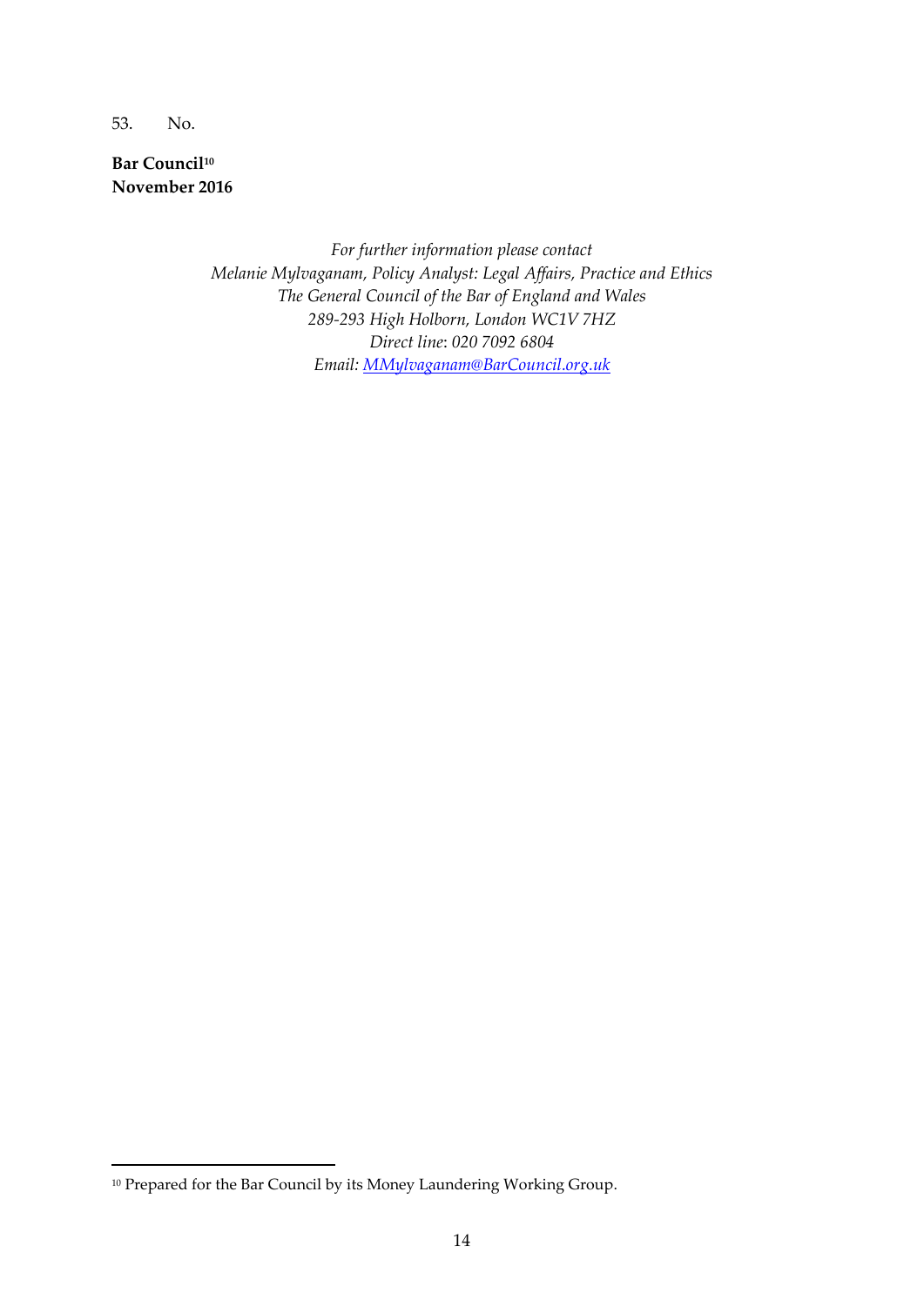53. No.

**Bar Council**[10]
**November 2016**

*For further information please contact*
*Melanie Mylvaganam, Policy Analyst: Legal Affairs, Practice and Ethics*
*The General Council of the Bar of England and Wales*
*289-293 High Holborn, London WC1V 7HZ*
*Direct line: 020 7092 6804*
*Email: MMylvaganam@BarCouncil.org.uk*

[10] Prepared for the Bar Council by its Money Laundering Working Group.